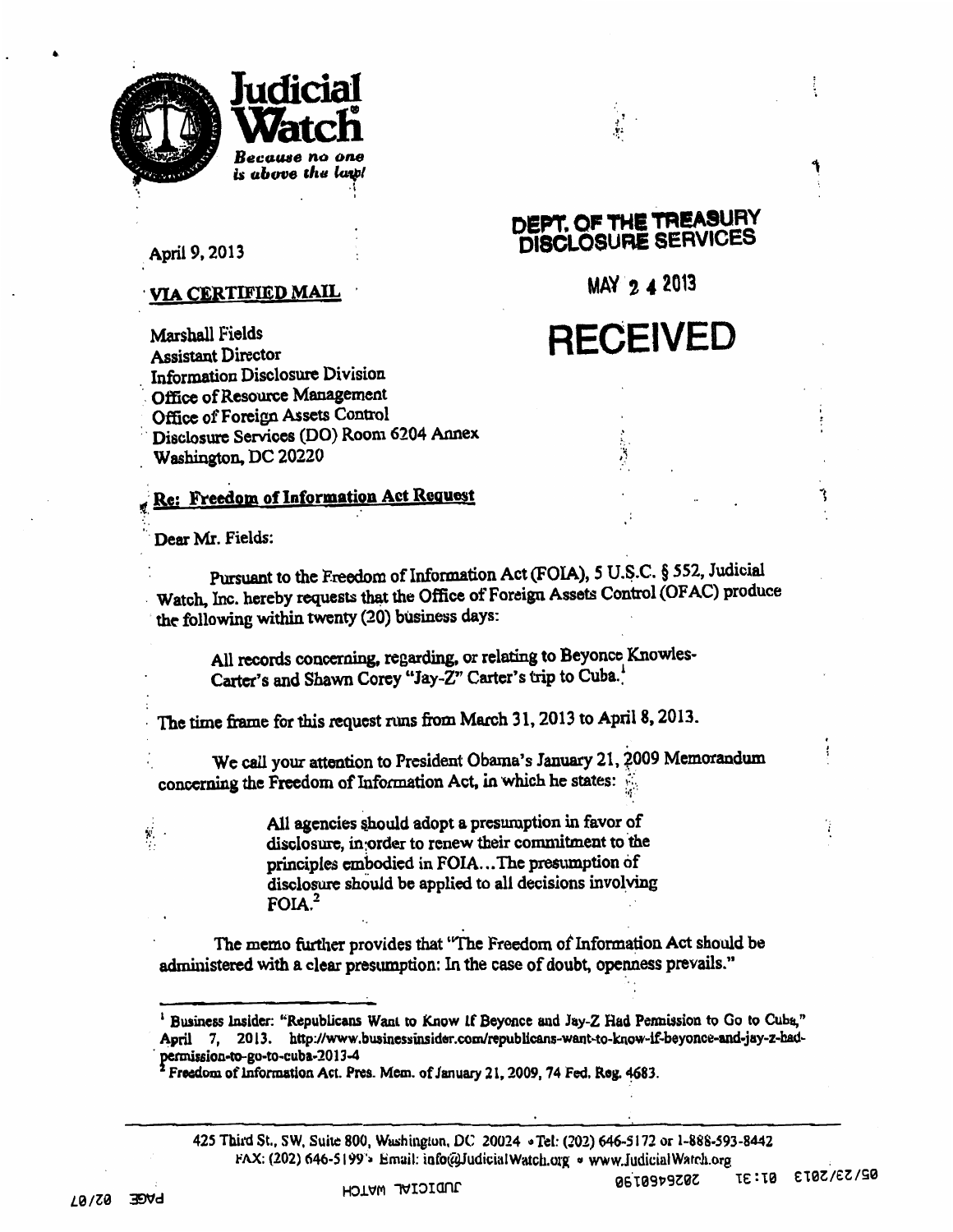**Judicial Watch**

*Because no one is above the law!*

April 9, 2013

**DEPT. OF THE TREASURY DISCLOSURE SERVICES**

MAY 2 4 2013

**RECEIVED**

**VIA CERTIFIED MAIL**

Marshall Fields
Assistant Director
Information Disclosure Division
Office of Resource Management
Office of Foreign Assets Control
Disclosure Services (DO) Room 6204 Annex
Washington, DC 20220

**Re: Freedom of Information Act Request**

Dear Mr. Fields:

Pursuant to the Freedom of Information Act (FOIA), 5 U.S.C. § 552, Judicial Watch, Inc. hereby requests that the Office of Foreign Assets Control (OFAC) produce the following within twenty (20) business days:

> All records concerning, regarding, or relating to Beyonce Knowles-Carter's and Shawn Corey "Jay-Z" Carter's trip to Cuba.[1]

The time frame for this request runs from March 31, 2013 to April 8, 2013.

We call your attention to President Obama's January 21, 2009 Memorandum concerning the Freedom of Information Act, in which he states:

> All agencies should adopt a presumption in favor of disclosure, in order to renew their commitment to the principles embodied in FOIA...The presumption of disclosure should be applied to all decisions involving FOIA.[2]

The memo further provides that "The Freedom of Information Act should be administered with a clear presumption: In the case of doubt, openness prevails."

---

[1] Business Insider: "Republicans Want to Know If Beyonce and Jay-Z Had Permission to Go to Cuba," April 7, 2013. http://www.businessinsider.com/republicans-want-to-know-if-beyonce-and-jay-z-had-permission-to-go-to-cuba-2013-4

[2] Freedom of Information Act. Pres. Mem. of January 21, 2009, 74 Fed. Reg. 4683.

---

425 Third St., SW, Suite 800, Washington, DC 20024 • Tel: (202) 646-5172 or 1-888-593-8442
FAX: (202) 646-5199 • Email: info@JudicialWatch.org • www.JudicialWatch.org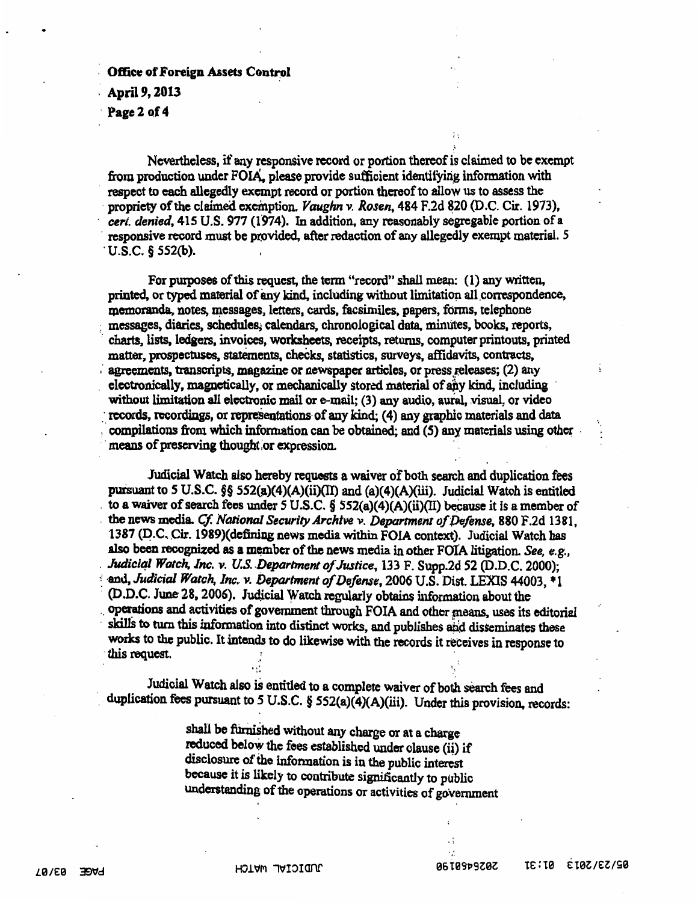Nevertheless, if any responsive record or portion thereof is claimed to be exempt from production under FOIA, please provide sufficient identifying information with respect to each allegedly exempt record or portion thereof to allow us to assess the propriety of the claimed exemption. *Vaughn v. Rosen*, 484 F.2d 820 (D.C. Cir. 1973), *cert. denied*, 415 U.S. 977 (1974). In addition, any reasonably segregable portion of a responsive record must be provided, after redaction of any allegedly exempt material. 5 U.S.C. § 552(b).

For purposes of this request, the term "record" shall mean: (1) any written, printed, or typed material of any kind, including without limitation all correspondence, memoranda, notes, messages, letters, cards, facsimiles, papers, forms, telephone messages, diaries, schedules, calendars, chronological data, minutes, books, reports, charts, lists, ledgers, invoices, worksheets, receipts, returns, computer printouts, printed matter, prospectuses, statements, checks, statistics, surveys, affidavits, contracts, agreements, transcripts, magazine or newspaper articles, or press releases; (2) any electronically, magnetically, or mechanically stored material of any kind, including without limitation all electronic mail or e-mail; (3) any audio, aural, visual, or video records, recordings, or representations of any kind; (4) any graphic materials and data compilations from which information can be obtained; and (5) any materials using other means of preserving thought or expression.

Judicial Watch also hereby requests a waiver of both search and duplication fees pursuant to 5 U.S.C. §§ 552(a)(4)(A)(ii)(II) and (a)(4)(A)(iii). Judicial Watch is entitled to a waiver of search fees under 5 U.S.C. § 552(a)(4)(A)(ii)(II) because it is a member of the news media. *Cf. National Security Archive v. Department of Defense*, 880 F.2d 1381, 1387 (D.C. Cir. 1989)(defining news media within FOIA context). Judicial Watch has also been recognized as a member of the news media in other FOIA litigation. *See, e.g., Judicial Watch, Inc. v. U.S. Department of Justice*, 133 F. Supp.2d 52 (D.D.C. 2000); and, *Judicial Watch, Inc. v. Department of Defense*, 2006 U.S. Dist. LEXIS 44003, *1 (D.D.C. June 28, 2006). Judicial Watch regularly obtains information about the operations and activities of government through FOIA and other means, uses its editorial skills to turn this information into distinct works, and publishes and disseminates these works to the public. It intends to do likewise with the records it receives in response to this request.

Judicial Watch also is entitled to a complete waiver of both search fees and duplication fees pursuant to 5 U.S.C. § 552(a)(4)(A)(iii). Under this provision, records:

> shall be furnished without any charge or at a charge reduced below the fees established under clause (ii) if disclosure of the information is in the public interest because it is likely to contribute significantly to public understanding of the operations or activities of government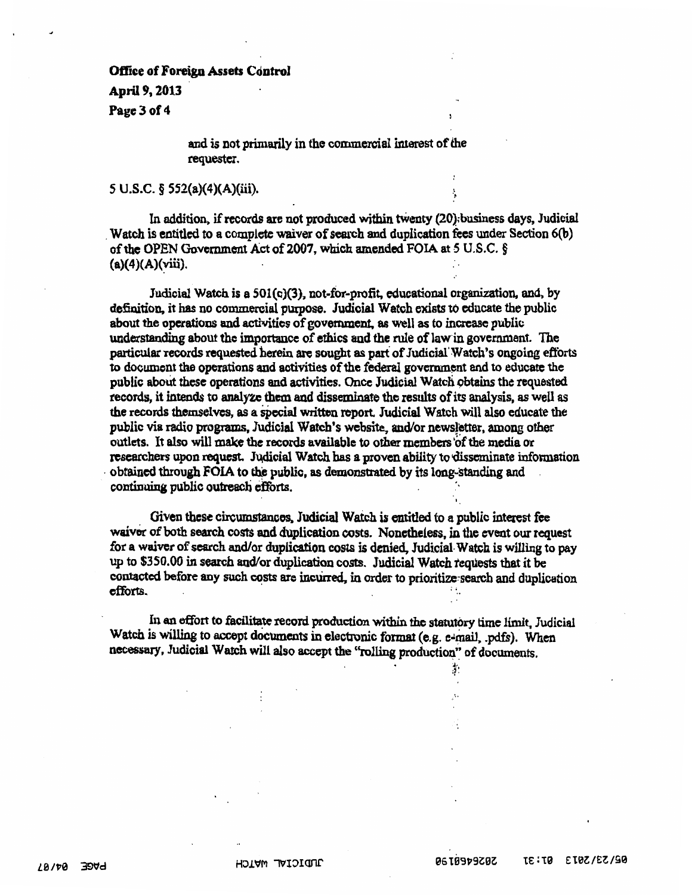and is not primarily in the commercial interest of the requester.

5 U.S.C. § 552(a)(4)(A)(iii).

In addition, if records are not produced within twenty (20) business days, Judicial Watch is entitled to a complete waiver of search and duplication fees under Section 6(b) of the OPEN Government Act of 2007, which amended FOIA at 5 U.S.C. § (a)(4)(A)(viii).

Judicial Watch is a 501(c)(3), not-for-profit, educational organization, and, by definition, it has no commercial purpose. Judicial Watch exists to educate the public about the operations and activities of government, as well as to increase public understanding about the importance of ethics and the rule of law in government. The particular records requested herein are sought as part of Judicial Watch's ongoing efforts to document the operations and activities of the federal government and to educate the public about these operations and activities. Once Judicial Watch obtains the requested records, it intends to analyze them and disseminate the results of its analysis, as well as the records themselves, as a special written report. Judicial Watch will also educate the public via radio programs, Judicial Watch's website, and/or newsletter, among other outlets. It also will make the records available to other members of the media or researchers upon request. Judicial Watch has a proven ability to disseminate information obtained through FOIA to the public, as demonstrated by its long-standing and continuing public outreach efforts.

Given these circumstances, Judicial Watch is entitled to a public interest fee waiver of both search costs and duplication costs. Nonetheless, in the event our request for a waiver of search and/or duplication costs is denied, Judicial Watch is willing to pay up to $350.00 in search and/or duplication costs. Judicial Watch requests that it be contacted before any such costs are incurred, in order to prioritize search and duplication efforts.

In an effort to facilitate record production within the statutory time limit, Judicial Watch is willing to accept documents in electronic format (e.g. e-mail, .pdfs). When necessary, Judicial Watch will also accept the "rolling production" of documents.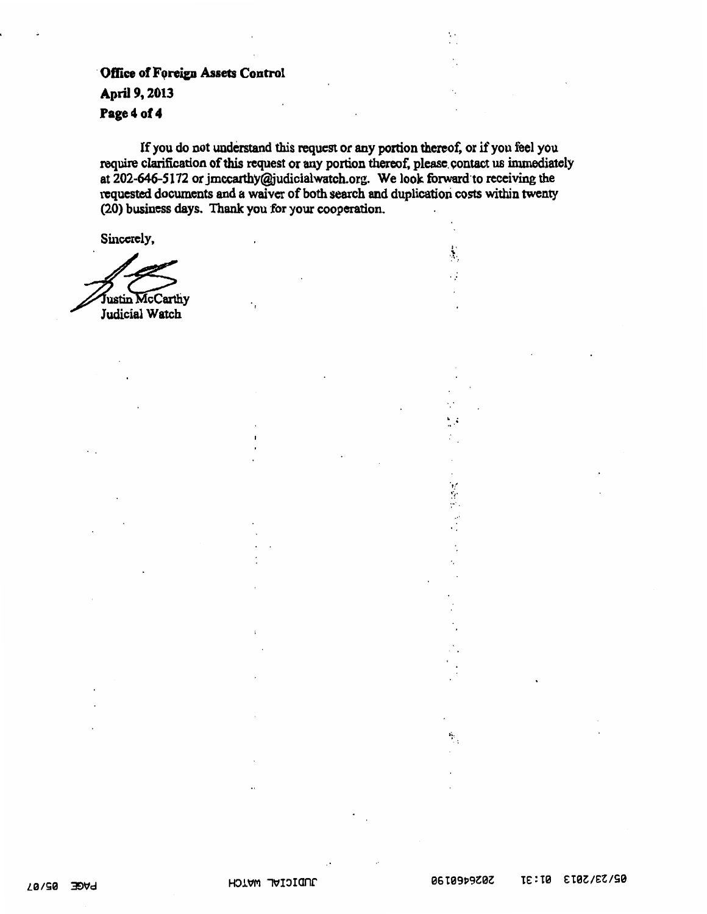Office of Foreign Assets Control
April 9, 2013

If you do not understand this request or any portion thereof, or if you feel you require clarification of this request or any portion thereof, please contact us immediately at 202-646-5172 or jmccarthy@judicialwatch.org. We look forward to receiving the requested documents and a waiver of both search and duplication costs within twenty (20) business days. Thank you for your cooperation.

Sincerely,

Justin McCarthy
Judicial Watch